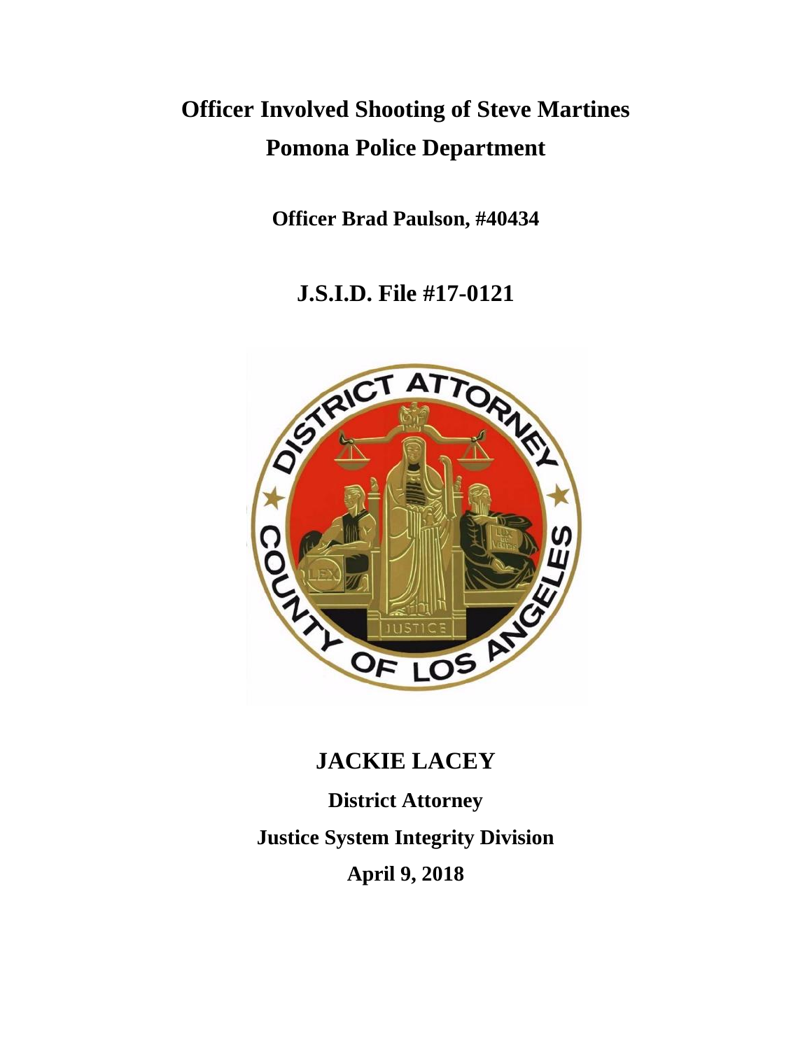# Officer Involved Shooting of Steve Martines
# Pomona Police Department

**Officer Brad Paulson, #40434**

## J.S.I.D. File #17-0121

## JACKIE LACEY

**District Attorney**

**Justice System Integrity Division**

**April 9, 2018**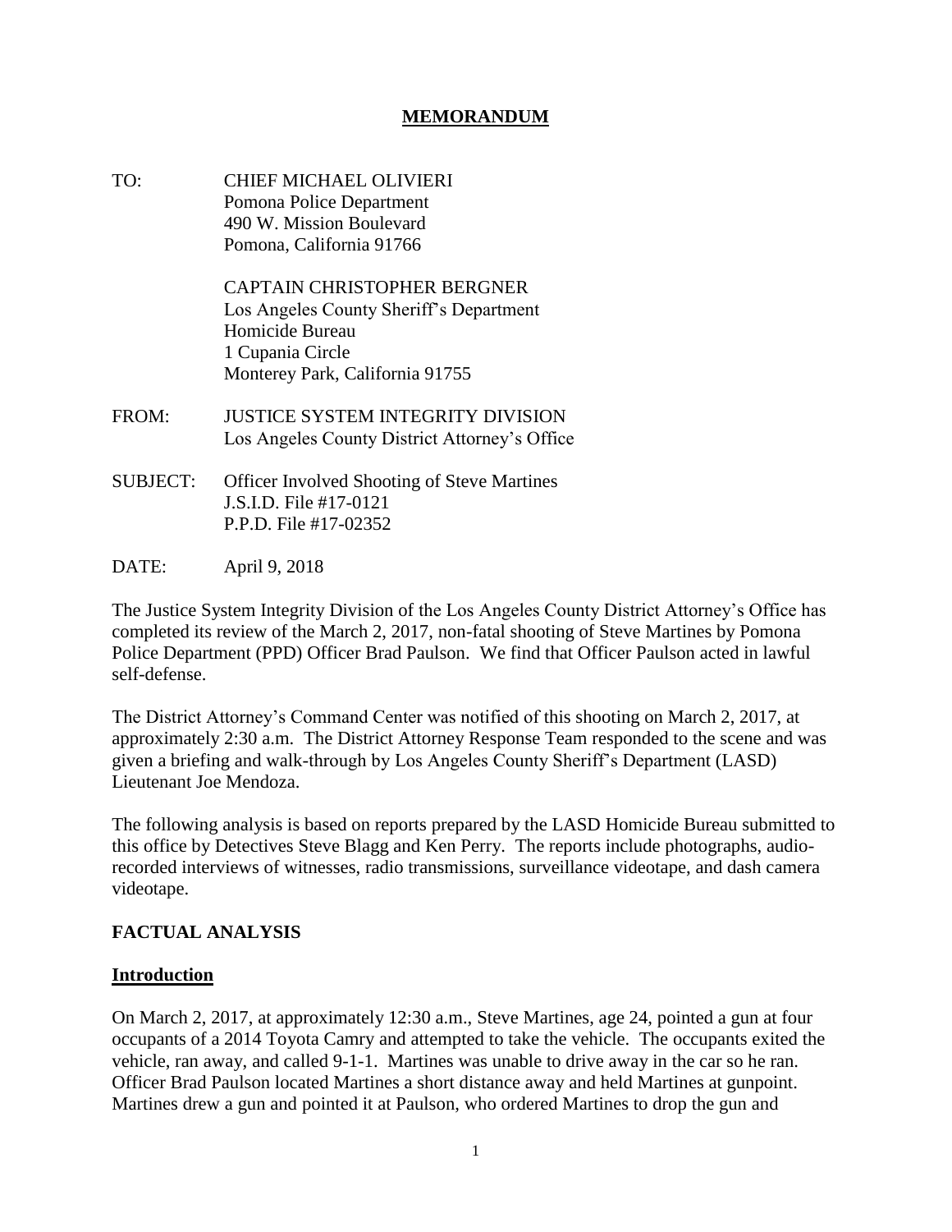# MEMORANDUM

TO: CHIEF MICHAEL OLIVIERI
Pomona Police Department
490 W. Mission Boulevard
Pomona, California 91766

CAPTAIN CHRISTOPHER BERGNER
Los Angeles County Sheriff's Department
Homicide Bureau
1 Cupania Circle
Monterey Park, California 91755

FROM: JUSTICE SYSTEM INTEGRITY DIVISION
Los Angeles County District Attorney's Office

SUBJECT: Officer Involved Shooting of Steve Martines
J.S.I.D. File #17-0121
P.P.D. File #17-02352

DATE: April 9, 2018

The Justice System Integrity Division of the Los Angeles County District Attorney's Office has completed its review of the March 2, 2017, non-fatal shooting of Steve Martines by Pomona Police Department (PPD) Officer Brad Paulson. We find that Officer Paulson acted in lawful self-defense.

The District Attorney's Command Center was notified of this shooting on March 2, 2017, at approximately 2:30 a.m. The District Attorney Response Team responded to the scene and was given a briefing and walk-through by Los Angeles County Sheriff's Department (LASD) Lieutenant Joe Mendoza.

The following analysis is based on reports prepared by the LASD Homicide Bureau submitted to this office by Detectives Steve Blagg and Ken Perry. The reports include photographs, audio-recorded interviews of witnesses, radio transmissions, surveillance videotape, and dash camera videotape.

## FACTUAL ANALYSIS

### Introduction

On March 2, 2017, at approximately 12:30 a.m., Steve Martines, age 24, pointed a gun at four occupants of a 2014 Toyota Camry and attempted to take the vehicle. The occupants exited the vehicle, ran away, and called 9-1-1. Martines was unable to drive away in the car so he ran. Officer Brad Paulson located Martines a short distance away and held Martines at gunpoint. Martines drew a gun and pointed it at Paulson, who ordered Martines to drop the gun and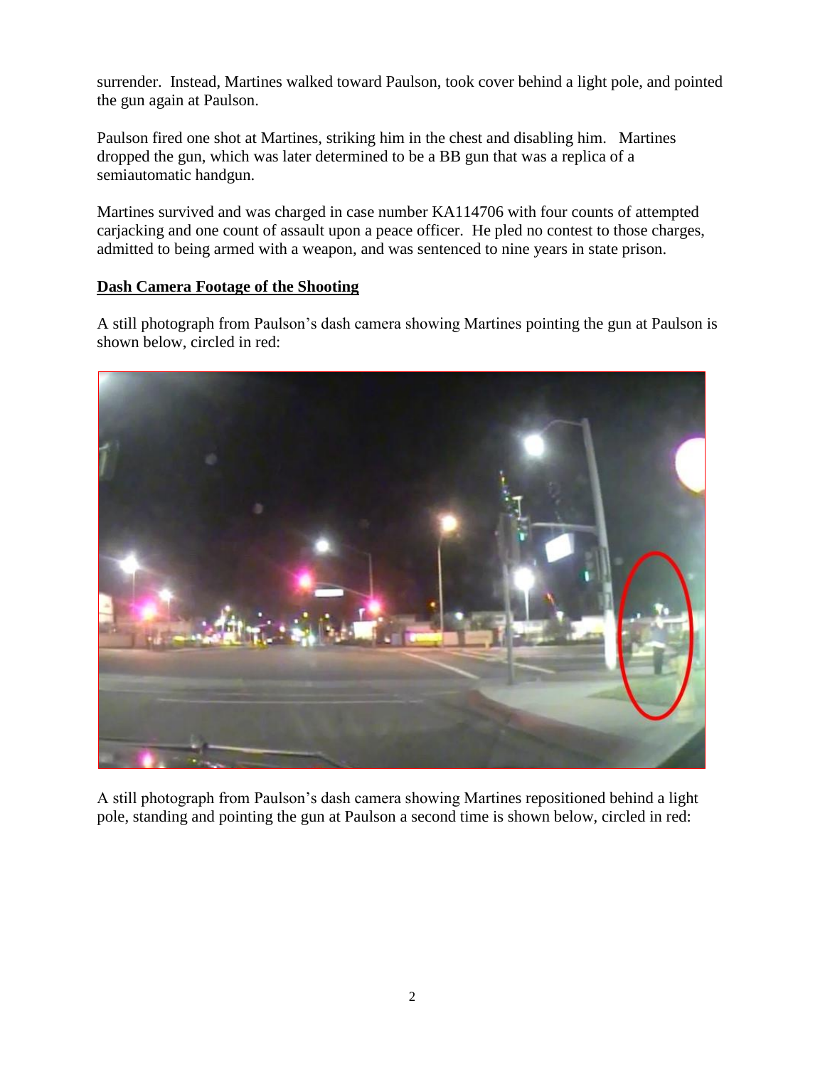surrender. Instead, Martines walked toward Paulson, took cover behind a light pole, and pointed the gun again at Paulson.

Paulson fired one shot at Martines, striking him in the chest and disabling him. Martines dropped the gun, which was later determined to be a BB gun that was a replica of a semiautomatic handgun.

Martines survived and was charged in case number KA114706 with four counts of attempted carjacking and one count of assault upon a peace officer. He pled no contest to those charges, admitted to being armed with a weapon, and was sentenced to nine years in state prison.

## Dash Camera Footage of the Shooting

A still photograph from Paulson's dash camera showing Martines pointing the gun at Paulson is shown below, circled in red:

A still photograph from Paulson's dash camera showing Martines repositioned behind a light pole, standing and pointing the gun at Paulson a second time is shown below, circled in red: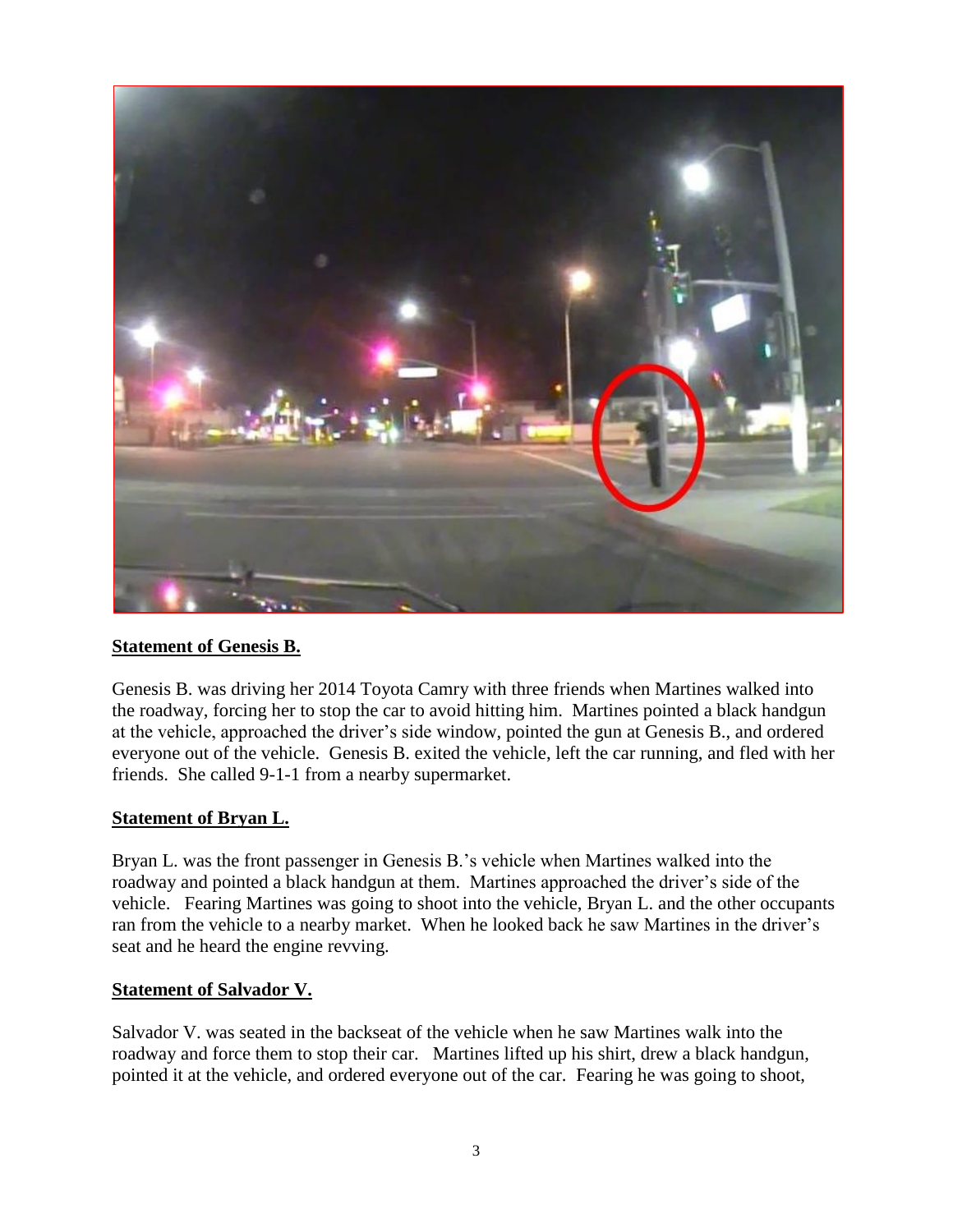**Statement of Genesis B.**

Genesis B. was driving her 2014 Toyota Camry with three friends when Martines walked into the roadway, forcing her to stop the car to avoid hitting him. Martines pointed a black handgun at the vehicle, approached the driver's side window, pointed the gun at Genesis B., and ordered everyone out of the vehicle. Genesis B. exited the vehicle, left the car running, and fled with her friends. She called 9-1-1 from a nearby supermarket.

**Statement of Bryan L.**

Bryan L. was the front passenger in Genesis B.'s vehicle when Martines walked into the roadway and pointed a black handgun at them. Martines approached the driver's side of the vehicle. Fearing Martines was going to shoot into the vehicle, Bryan L. and the other occupants ran from the vehicle to a nearby market. When he looked back he saw Martines in the driver's seat and he heard the engine revving.

**Statement of Salvador V.**

Salvador V. was seated in the backseat of the vehicle when he saw Martines walk into the roadway and force them to stop their car. Martines lifted up his shirt, drew a black handgun, pointed it at the vehicle, and ordered everyone out of the car. Fearing he was going to shoot,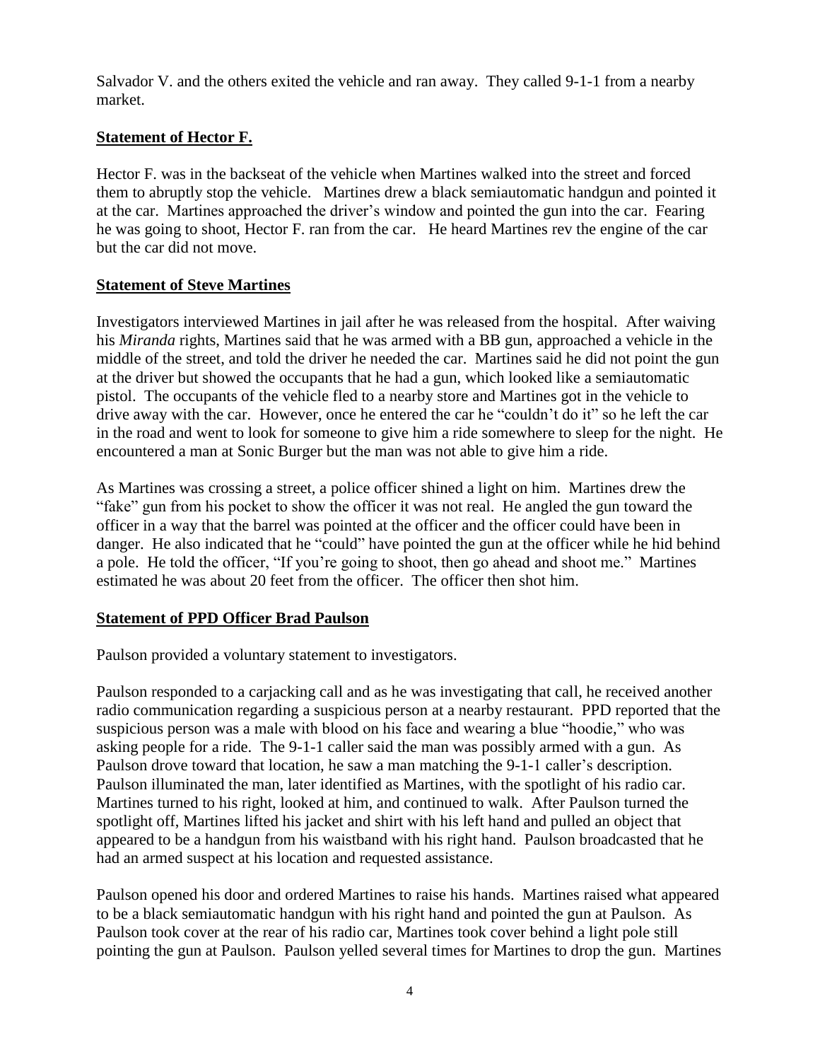Salvador V. and the others exited the vehicle and ran away. They called 9-1-1 from a nearby market.

**Statement of Hector F.**

Hector F. was in the backseat of the vehicle when Martines walked into the street and forced them to abruptly stop the vehicle. Martines drew a black semiautomatic handgun and pointed it at the car. Martines approached the driver's window and pointed the gun into the car. Fearing he was going to shoot, Hector F. ran from the car. He heard Martines rev the engine of the car but the car did not move.

**Statement of Steve Martines**

Investigators interviewed Martines in jail after he was released from the hospital. After waiving his *Miranda* rights, Martines said that he was armed with a BB gun, approached a vehicle in the middle of the street, and told the driver he needed the car. Martines said he did not point the gun at the driver but showed the occupants that he had a gun, which looked like a semiautomatic pistol. The occupants of the vehicle fled to a nearby store and Martines got in the vehicle to drive away with the car. However, once he entered the car he "couldn't do it" so he left the car in the road and went to look for someone to give him a ride somewhere to sleep for the night. He encountered a man at Sonic Burger but the man was not able to give him a ride.

As Martines was crossing a street, a police officer shined a light on him. Martines drew the "fake" gun from his pocket to show the officer it was not real. He angled the gun toward the officer in a way that the barrel was pointed at the officer and the officer could have been in danger. He also indicated that he "could" have pointed the gun at the officer while he hid behind a pole. He told the officer, "If you're going to shoot, then go ahead and shoot me." Martines estimated he was about 20 feet from the officer. The officer then shot him.

**Statement of PPD Officer Brad Paulson**

Paulson provided a voluntary statement to investigators.

Paulson responded to a carjacking call and as he was investigating that call, he received another radio communication regarding a suspicious person at a nearby restaurant. PPD reported that the suspicious person was a male with blood on his face and wearing a blue "hoodie," who was asking people for a ride. The 9-1-1 caller said the man was possibly armed with a gun. As Paulson drove toward that location, he saw a man matching the 9-1-1 caller's description. Paulson illuminated the man, later identified as Martines, with the spotlight of his radio car. Martines turned to his right, looked at him, and continued to walk. After Paulson turned the spotlight off, Martines lifted his jacket and shirt with his left hand and pulled an object that appeared to be a handgun from his waistband with his right hand. Paulson broadcasted that he had an armed suspect at his location and requested assistance.

Paulson opened his door and ordered Martines to raise his hands. Martines raised what appeared to be a black semiautomatic handgun with his right hand and pointed the gun at Paulson. As Paulson took cover at the rear of his radio car, Martines took cover behind a light pole still pointing the gun at Paulson. Paulson yelled several times for Martines to drop the gun. Martines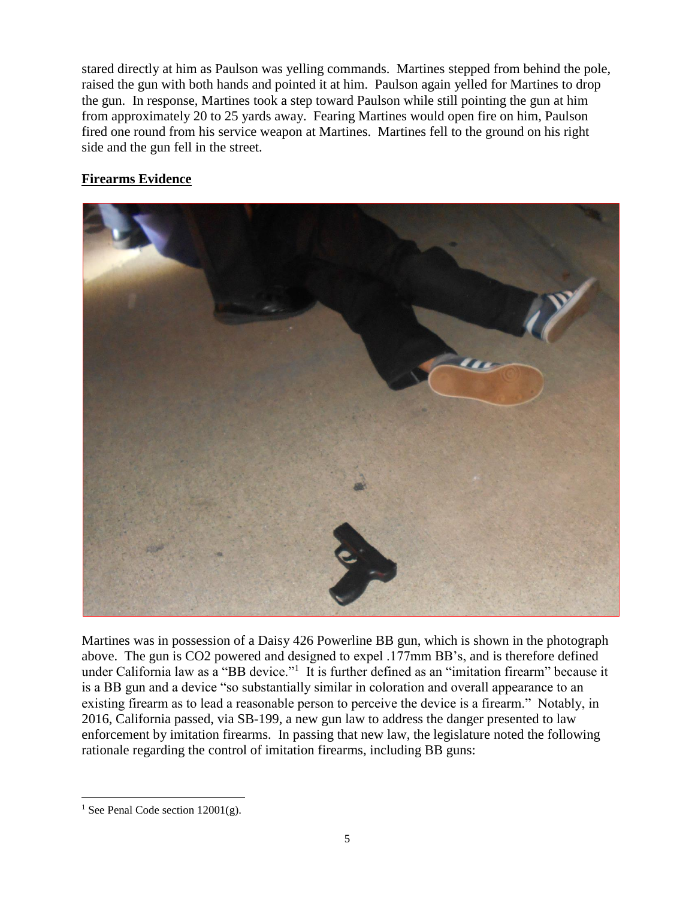stared directly at him as Paulson was yelling commands. Martines stepped from behind the pole, raised the gun with both hands and pointed it at him. Paulson again yelled for Martines to drop the gun. In response, Martines took a step toward Paulson while still pointing the gun at him from approximately 20 to 25 yards away. Fearing Martines would open fire on him, Paulson fired one round from his service weapon at Martines. Martines fell to the ground on his right side and the gun fell in the street.

## **Firearms Evidence**

Martines was in possession of a Daisy 426 Powerline BB gun, which is shown in the photograph above. The gun is CO2 powered and designed to expel .177mm BB's, and is therefore defined under California law as a "BB device."[1] It is further defined as an "imitation firearm" because it is a BB gun and a device "so substantially similar in coloration and overall appearance to an existing firearm as to lead a reasonable person to perceive the device is a firearm." Notably, in 2016, California passed, via SB-199, a new gun law to address the danger presented to law enforcement by imitation firearms. In passing that new law, the legislature noted the following rationale regarding the control of imitation firearms, including BB guns:

---

[1] See Penal Code section 12001(g).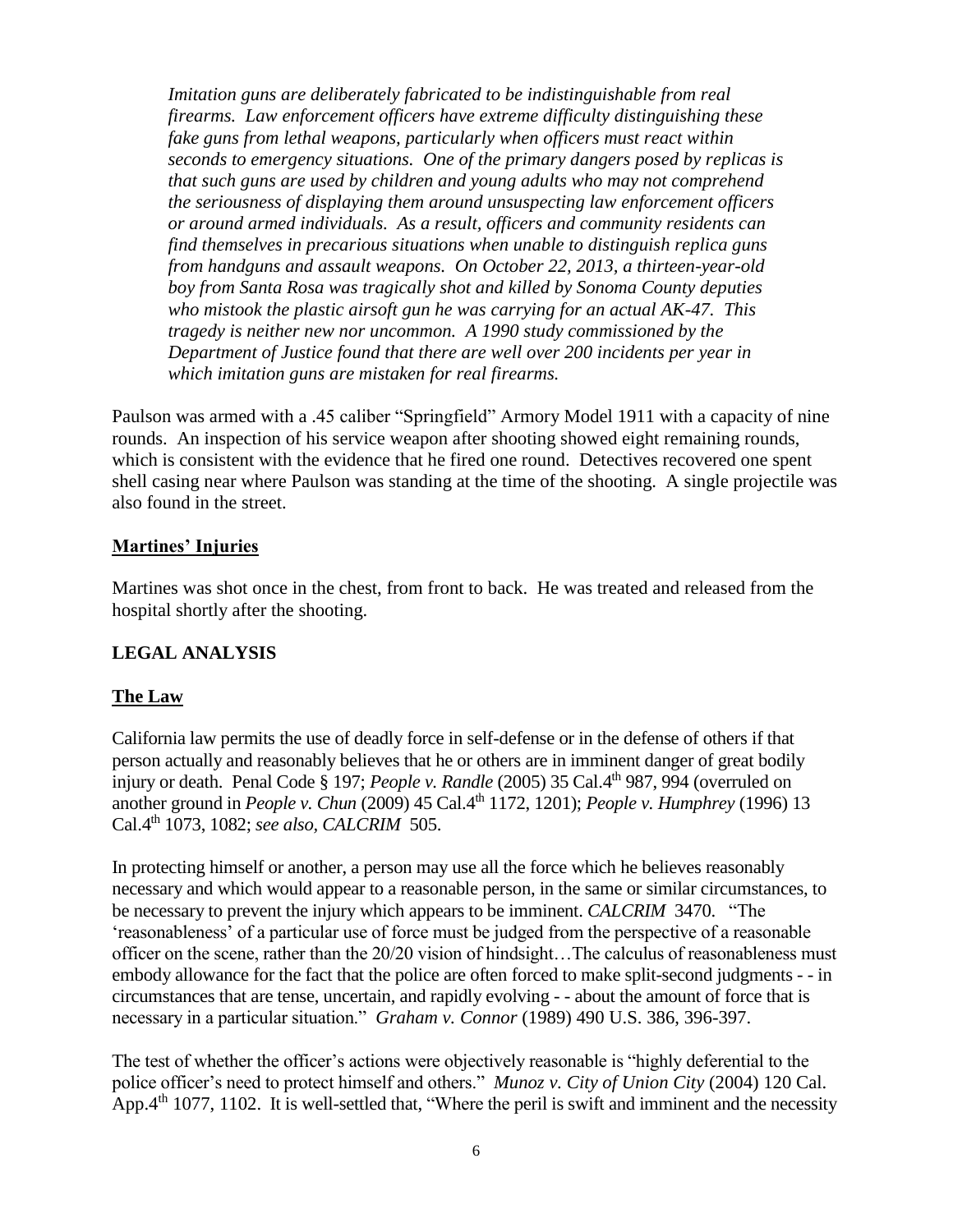> *Imitation guns are deliberately fabricated to be indistinguishable from real firearms. Law enforcement officers have extreme difficulty distinguishing these fake guns from lethal weapons, particularly when officers must react within seconds to emergency situations. One of the primary dangers posed by replicas is that such guns are used by children and young adults who may not comprehend the seriousness of displaying them around unsuspecting law enforcement officers or around armed individuals. As a result, officers and community residents can find themselves in precarious situations when unable to distinguish replica guns from handguns and assault weapons. On October 22, 2013, a thirteen-year-old boy from Santa Rosa was tragically shot and killed by Sonoma County deputies who mistook the plastic airsoft gun he was carrying for an actual AK-47. This tragedy is neither new nor uncommon. A 1990 study commissioned by the Department of Justice found that there are well over 200 incidents per year in which imitation guns are mistaken for real firearms.*

Paulson was armed with a .45 caliber "Springfield" Armory Model 1911 with a capacity of nine rounds. An inspection of his service weapon after shooting showed eight remaining rounds, which is consistent with the evidence that he fired one round. Detectives recovered one spent shell casing near where Paulson was standing at the time of the shooting. A single projectile was also found in the street.

**Martines' Injuries**

Martines was shot once in the chest, from front to back. He was treated and released from the hospital shortly after the shooting.

## LEGAL ANALYSIS

**The Law**

California law permits the use of deadly force in self-defense or in the defense of others if that person actually and reasonably believes that he or others are in imminent danger of great bodily injury or death. Penal Code § 197; *People v. Randle* (2005) 35 Cal.4th 987, 994 (overruled on another ground in *People v. Chun* (2009) 45 Cal.4th 1172, 1201); *People v. Humphrey* (1996) 13 Cal.4th 1073, 1082; *see also, CALCRIM* 505.

In protecting himself or another, a person may use all the force which he believes reasonably necessary and which would appear to a reasonable person, in the same or similar circumstances, to be necessary to prevent the injury which appears to be imminent. *CALCRIM* 3470. "The 'reasonableness' of a particular use of force must be judged from the perspective of a reasonable officer on the scene, rather than the 20/20 vision of hindsight…The calculus of reasonableness must embody allowance for the fact that the police are often forced to make split-second judgments - - in circumstances that are tense, uncertain, and rapidly evolving - - about the amount of force that is necessary in a particular situation." *Graham v. Connor* (1989) 490 U.S. 386, 396-397.

The test of whether the officer's actions were objectively reasonable is "highly deferential to the police officer's need to protect himself and others." *Munoz v. City of Union City* (2004) 120 Cal. App.4th 1077, 1102. It is well-settled that, "Where the peril is swift and imminent and the necessity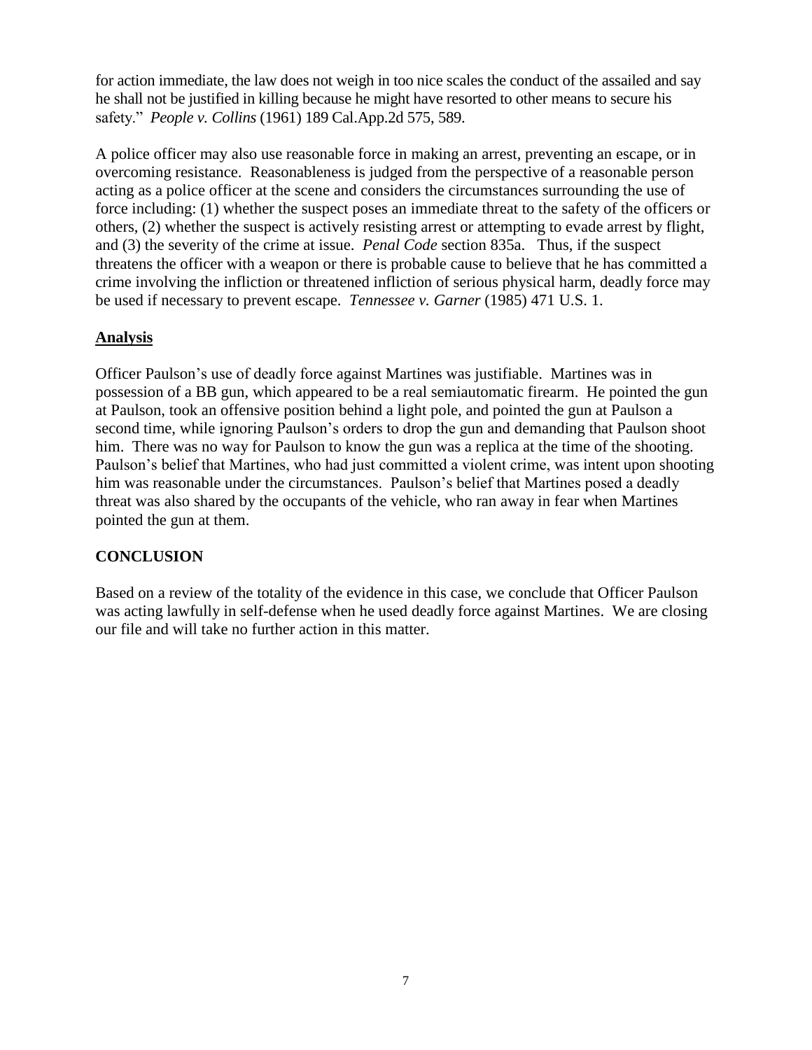for action immediate, the law does not weigh in too nice scales the conduct of the assailed and say he shall not be justified in killing because he might have resorted to other means to secure his safety." *People v. Collins* (1961) 189 Cal.App.2d 575, 589.

A police officer may also use reasonable force in making an arrest, preventing an escape, or in overcoming resistance. Reasonableness is judged from the perspective of a reasonable person acting as a police officer at the scene and considers the circumstances surrounding the use of force including: (1) whether the suspect poses an immediate threat to the safety of the officers or others, (2) whether the suspect is actively resisting arrest or attempting to evade arrest by flight, and (3) the severity of the crime at issue. *Penal Code* section 835a. Thus, if the suspect threatens the officer with a weapon or there is probable cause to believe that he has committed a crime involving the infliction or threatened infliction of serious physical harm, deadly force may be used if necessary to prevent escape. *Tennessee v. Garner* (1985) 471 U.S. 1.

## Analysis

Officer Paulson's use of deadly force against Martines was justifiable. Martines was in possession of a BB gun, which appeared to be a real semiautomatic firearm. He pointed the gun at Paulson, took an offensive position behind a light pole, and pointed the gun at Paulson a second time, while ignoring Paulson's orders to drop the gun and demanding that Paulson shoot him. There was no way for Paulson to know the gun was a replica at the time of the shooting. Paulson's belief that Martines, who had just committed a violent crime, was intent upon shooting him was reasonable under the circumstances. Paulson's belief that Martines posed a deadly threat was also shared by the occupants of the vehicle, who ran away in fear when Martines pointed the gun at them.

## CONCLUSION

Based on a review of the totality of the evidence in this case, we conclude that Officer Paulson was acting lawfully in self-defense when he used deadly force against Martines. We are closing our file and will take no further action in this matter.